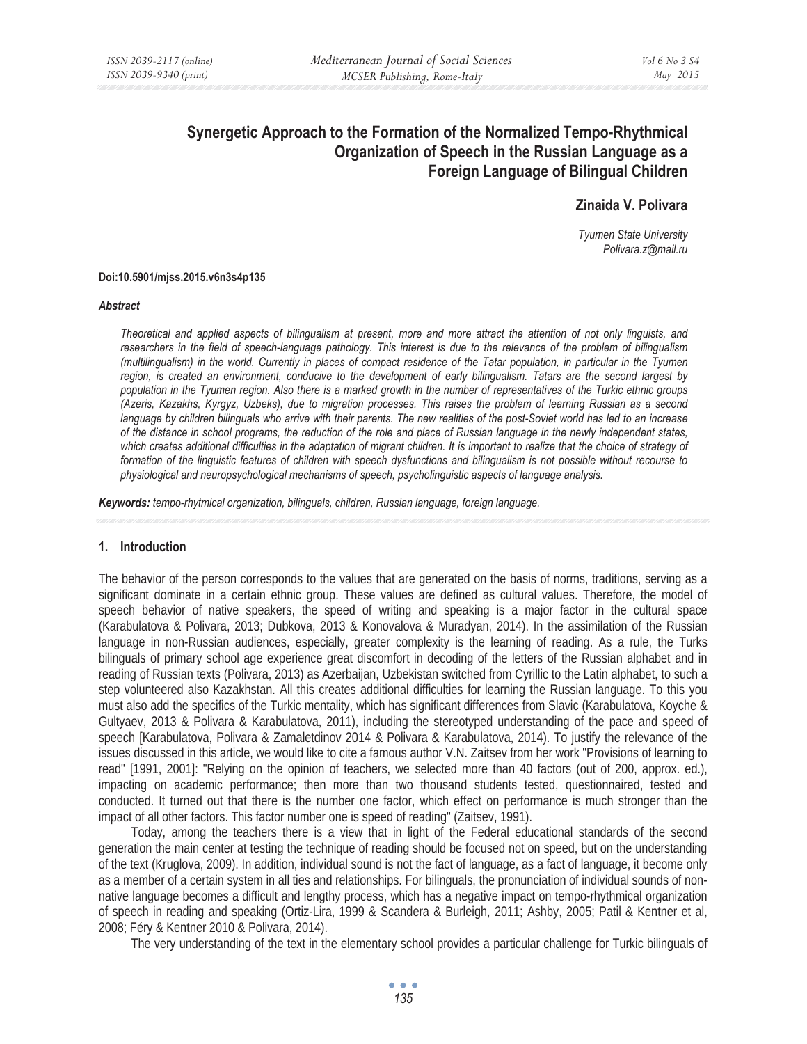# Synergetic Approach to the Formation of the Normalized Tempo-Rhythmical Organization of Speech in the Russian Language as a Foreign Language of Bilingual Children

**Zinaida V. Polivara**

*Tyumen State University*
*Polivara.z@mail.ru*

**Doi:10.5901/mjss.2015.v6n3s4p135**

***Abstract***

*Theoretical and applied aspects of bilingualism at present, more and more attract the attention of not only linguists, and researchers in the field of speech-language pathology. This interest is due to the relevance of the problem of bilingualism (multilingualism) in the world. Currently in places of compact residence of the Tatar population, in particular in the Tyumen region, is created an environment, conducive to the development of early bilingualism. Tatars are the second largest by population in the Tyumen region. Also there is a marked growth in the number of representatives of the Turkic ethnic groups (Azeris, Kazakhs, Kyrgyz, Uzbeks), due to migration processes. This raises the problem of learning Russian as a second language by children bilinguals who arrive with their parents. The new realities of the post-Soviet world has led to an increase of the distance in school programs, the reduction of the role and place of Russian language in the newly independent states, which creates additional difficulties in the adaptation of migrant children. It is important to realize that the choice of strategy of formation of the linguistic features of children with speech dysfunctions and bilingualism is not possible without recourse to physiological and neuropsychological mechanisms of speech, psycholinguistic aspects of language analysis.*

***Keywords:*** *tempo-rhytmical organization, bilinguals, children, Russian language, foreign language.*

## 1. Introduction

The behavior of the person corresponds to the values that are generated on the basis of norms, traditions, serving as a significant dominate in a certain ethnic group. These values are defined as cultural values. Therefore, the model of speech behavior of native speakers, the speed of writing and speaking is a major factor in the cultural space (Karabulatova & Polivara, 2013; Dubkova, 2013 & Konovalova & Muradyan, 2014). In the assimilation of the Russian language in non-Russian audiences, especially, greater complexity is the learning of reading. As a rule, the Turks bilinguals of primary school age experience great discomfort in decoding of the letters of the Russian alphabet and in reading of Russian texts (Polivara, 2013) as Azerbaijan, Uzbekistan switched from Cyrillic to the Latin alphabet, to such a step volunteered also Kazakhstan. All this creates additional difficulties for learning the Russian language. To this you must also add the specifics of the Turkic mentality, which has significant differences from Slavic (Karabulatova, Koyche & Gultyaev, 2013 & Polivara & Karabulatova, 2011), including the stereotyped understanding of the pace and speed of speech [Karabulatova, Polivara & Zamaletdinov 2014 & Polivara & Karabulatova, 2014). To justify the relevance of the issues discussed in this article, we would like to cite a famous author V.N. Zaitsev from her work "Provisions of learning to read" [1991, 2001]: "Relying on the opinion of teachers, we selected more than 40 factors (out of 200, approx. ed.), impacting on academic performance; then more than two thousand students tested, questionnaired, tested and conducted. It turned out that there is the number one factor, which effect on performance is much stronger than the impact of all other factors. This factor number one is speed of reading" (Zaitsev, 1991).

Today, among the teachers there is a view that in light of the Federal educational standards of the second generation the main center at testing the technique of reading should be focused not on speed, but on the understanding of the text (Kruglova, 2009). In addition, individual sound is not the fact of language, as a fact of language, it become only as a member of a certain system in all ties and relationships. For bilinguals, the pronunciation of individual sounds of non-native language becomes a difficult and lengthy process, which has a negative impact on tempo-rhythmical organization of speech in reading and speaking (Ortiz-Lira, 1999 & Scandera & Burleigh, 2011; Ashby, 2005; Patil & Kentner et al, 2008; Féry & Kentner 2010 & Polivara, 2014).

The very understanding of the text in the elementary school provides a particular challenge for Turkic bilinguals of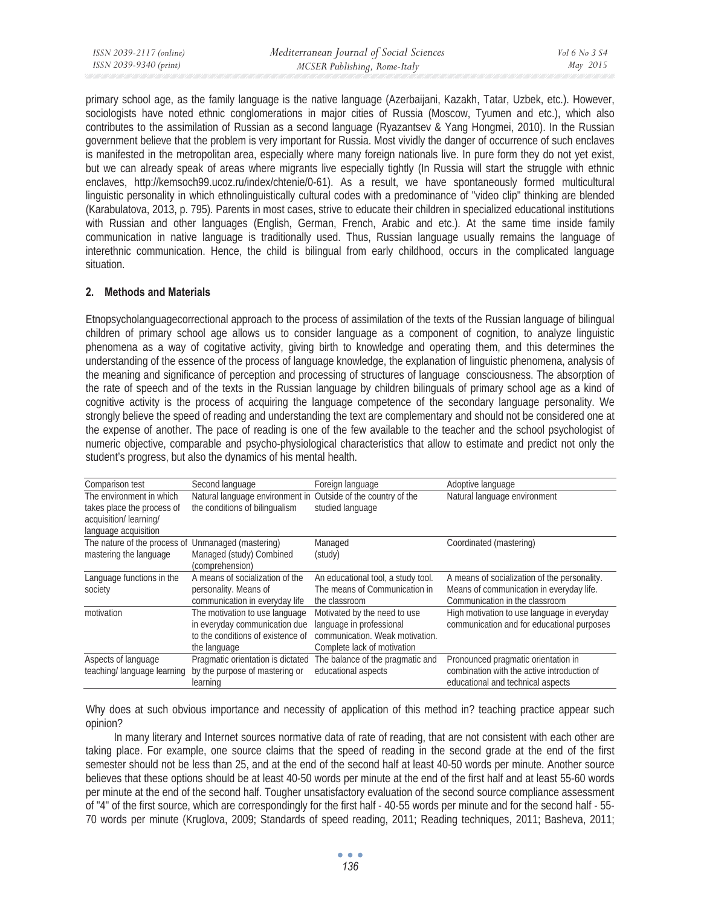primary school age, as the family language is the native language (Azerbaijani, Kazakh, Tatar, Uzbek, etc.). However, sociologists have noted ethnic conglomerations in major cities of Russia (Moscow, Tyumen and etc.), which also contributes to the assimilation of Russian as a second language (Ryazantsev & Yang Hongmei, 2010). In the Russian government believe that the problem is very important for Russia. Most vividly the danger of occurrence of such enclaves is manifested in the metropolitan area, especially where many foreign nationals live. In pure form they do not yet exist, but we can already speak of areas where migrants live especially tightly (In Russia will start the struggle with ethnic enclaves, http://kemsoch99.ucoz.ru/index/chtenie/0-61). As a result, we have spontaneously formed multicultural linguistic personality in which ethnolinguistically cultural codes with a predominance of "video clip" thinking are blended (Karabulatova, 2013, p. 795). Parents in most cases, strive to educate their children in specialized educational institutions with Russian and other languages (English, German, French, Arabic and etc.). At the same time inside family communication in native language is traditionally used. Thus, Russian language usually remains the language of interethnic communication. Hence, the child is bilingual from early childhood, occurs in the complicated language situation.

## 2. Methods and Materials

Etnopsycholanguagecorrectional approach to the process of assimilation of the texts of the Russian language of bilingual children of primary school age allows us to consider language as a component of cognition, to analyze linguistic phenomena as a way of cogitative activity, giving birth to knowledge and operating them, and this determines the understanding of the essence of the process of language knowledge, the explanation of linguistic phenomena, analysis of the meaning and significance of perception and processing of structures of language consciousness. The absorption of the rate of speech and of the texts in the Russian language by children bilinguals of primary school age as a kind of cognitive activity is the process of acquiring the language competence of the secondary language personality. We strongly believe the speed of reading and understanding the text are complementary and should not be considered one at the expense of another. The pace of reading is one of the few available to the teacher and the school psychologist of numeric objective, comparable and psycho-physiological characteristics that allow to estimate and predict not only the student's progress, but also the dynamics of his mental health.

| Comparison test | Second language | Foreign language | Adoptive language |
|---|---|---|---|
| The environment in which takes place the process of acquisition/ learning/ language acquisition | Natural language environment in the conditions of bilingualism | Outside of the country of the studied language | Natural language environment |
| The nature of the process of mastering the language | Unmanaged (mastering) Managed (study) Combined (comprehension) | Managed (study) | Coordinated (mastering) |
| Language functions in the society | A means of socialization of the personality. Means of communication in everyday life | An educational tool, a study tool. The means of Communication in the classroom | A means of socialization of the personality. Means of communication in everyday life. Communication in the classroom |
| motivation | The motivation to use language in everyday communication due to the conditions of existence of the language | Motivated by the need to use language in professional communication. Weak motivation. Complete lack of motivation | High motivation to use language in everyday communication and for educational purposes |
| Aspects of language teaching/ language learning | Pragmatic orientation is dictated by the purpose of mastering or learning | The balance of the pragmatic and educational aspects | Pronounced pragmatic orientation in combination with the active introduction of educational and technical aspects |

Why does at such obvious importance and necessity of application of this method in? teaching practice appear such opinion?

In many literary and Internet sources normative data of rate of reading, that are not consistent with each other are taking place. For example, one source claims that the speed of reading in the second grade at the end of the first semester should not be less than 25, and at the end of the second half at least 40-50 words per minute. Another source believes that these options should be at least 40-50 words per minute at the end of the first half and at least 55-60 words per minute at the end of the second half. Tougher unsatisfactory evaluation of the second source compliance assessment of "4" of the first source, which are correspondingly for the first half - 40-55 words per minute and for the second half - 55-70 words per minute (Kruglova, 2009; Standards of speed reading, 2011; Reading techniques, 2011; Basheva, 2011;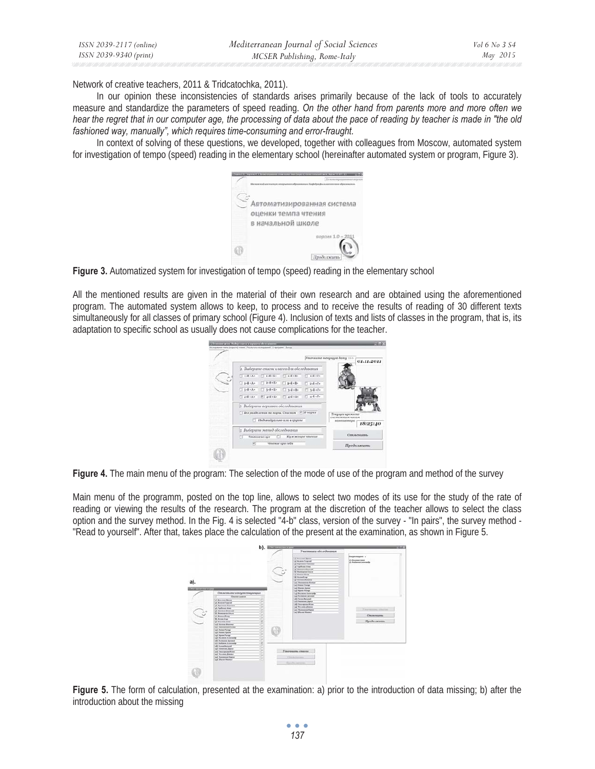Network of creative teachers, 2011 & Tridcatochka, 2011).

In our opinion these inconsistencies of standards arises primarily because of the lack of tools to accurately measure and standardize the parameters of speed reading. *On the other hand from parents more and more often we hear the regret that in our computer age, the processing of data about the pace of reading by teacher is made in "the old fashioned way, manually", which requires time-consuming and error-fraught.*

In context of solving of these questions, we developed, together with colleagues from Moscow, automated system for investigation of tempo (speed) reading in the elementary school (hereinafter automated system or program, Figure 3).

**Figure 3.** Automatized system for investigation of tempo (speed) reading in the elementary school

All the mentioned results are given in the material of their own research and are obtained using the aforementioned program. The automated system allows to keep, to process and to receive the results of reading of 30 different texts simultaneously for all classes of primary school (Figure 4). Inclusion of texts and lists of classes in the program, that is, its adaptation to specific school as usually does not cause complications for the teacher.

**Figure 4.** The main menu of the program: The selection of the mode of use of the program and method of the survey

Main menu of the programm, posted on the top line, allows to select two modes of its use for the study of the rate of reading or viewing the results of the research. The program at the discretion of the teacher allows to select the class option and the survey method. In the Fig. 4 is selected "4-b" class, version of the survey - "In pairs", the survey method - "Read to yourself". After that, takes place the calculation of the present at the examination, as shown in Figure 5.

**Figure 5.** The form of calculation, presented at the examination: a) prior to the introduction of data missing; b) after the introduction about the missing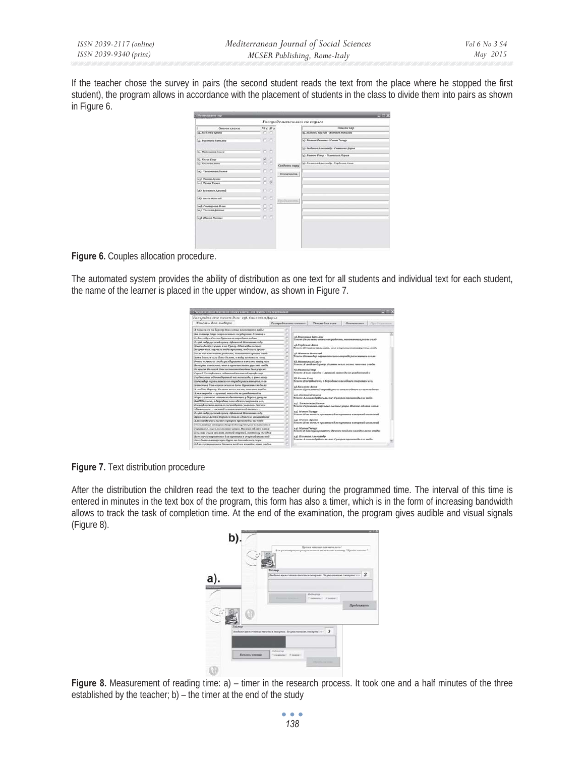If the teacher chose the survey in pairs (the second student reads the text from the place where he stopped the first student), the program allows in accordance with the placement of students in the class to divide them into pairs as shown in Figure 6.

**Figure 6.** Couples allocation procedure.

The automated system provides the ability of distribution as one text for all students and individual text for each student, the name of the learner is placed in the upper window, as shown in Figure 7.

**Figure 7.** Text distribution procedure

After the distribution the children read the text to the teacher during the programmed time. The interval of this time is entered in minutes in the text box of the program, this form has also a timer, which is in the form of increasing bandwidth allows to track the task of completion time. At the end of the examination, the program gives audible and visual signals (Figure 8).

**Figure 8.** Measurement of reading time: a) – timer in the research process. It took one and a half minutes of the three established by the teacher; b) – the timer at the end of the study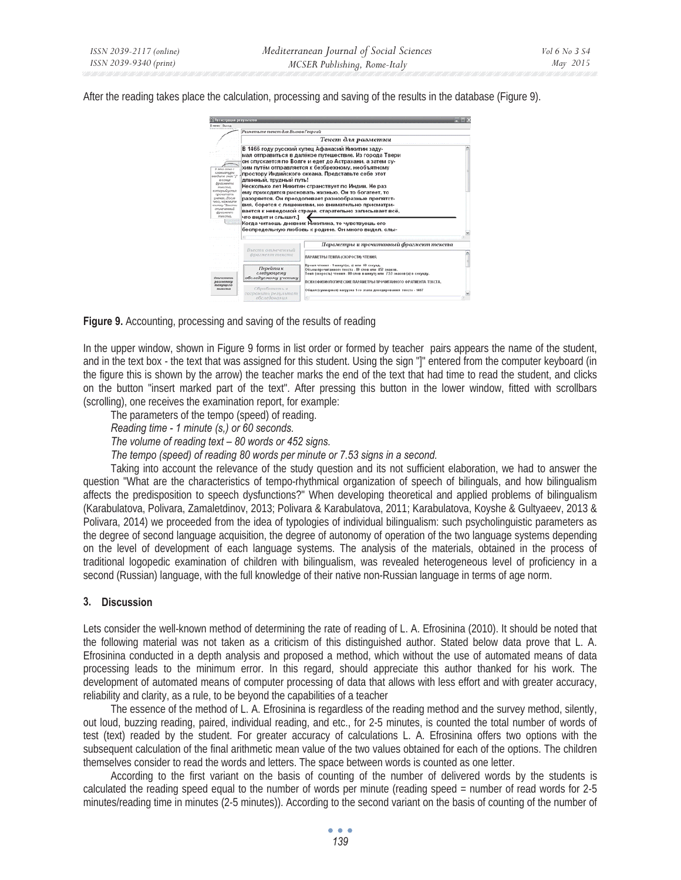After the reading takes place the calculation, processing and saving of the results in the database (Figure 9).

**Figure 9.** Accounting, processing and saving of the results of reading

In the upper window, shown in Figure 9 forms in list order or formed by teacher pairs appears the name of the student, and in the text box - the text that was assigned for this student. Using the sign "]" entered from the computer keyboard (in the figure this is shown by the arrow) the teacher marks the end of the text that had time to read the student, and clicks on the button "insert marked part of the text". After pressing this button in the lower window, fitted with scrollbars (scrolling), one receives the examination report, for example:

The parameters of the tempo (speed) of reading.

*Reading time - 1 minute (s,) or 60 seconds.*

*The volume of reading text – 80 words or 452 signs.*

*The tempo (speed) of reading 80 words per minute or 7.53 signs in a second.*

Taking into account the relevance of the study question and its not sufficient elaboration, we had to answer the question "What are the characteristics of tempo-rhythmical organization of speech of bilinguals, and how bilingualism affects the predisposition to speech dysfunctions?" When developing theoretical and applied problems of bilingualism (Karabulatova, Polivara, Zamaletdinov, 2013; Polivara & Karabulatova, 2011; Karabulatova, Koyshe & Gultyaev, 2013 & Polivara, 2014) we proceeded from the idea of typologies of individual bilingualism: such psycholinguistic parameters as the degree of second language acquisition, the degree of autonomy of operation of the two language systems depending on the level of development of each language systems. The analysis of the materials, obtained in the process of traditional logopedic examination of children with bilingualism, was revealed heterogeneous level of proficiency in a second (Russian) language, with the full knowledge of their native non-Russian language in terms of age norm.

## 3. Discussion

Lets consider the well-known method of determining the rate of reading of L. A. Efrosinina (2010). It should be noted that the following material was not taken as a criticism of this distinguished author. Stated below data prove that L. A. Efrosinina conducted in a depth analysis and proposed a method, which without the use of automated means of data processing leads to the minimum error. In this regard, should appreciate this author thanked for his work. The development of automated means of computer processing of data that allows with less effort and with greater accuracy, reliability and clarity, as a rule, to be beyond the capabilities of a teacher

The essence of the method of L. A. Efrosinina is regardless of the reading method and the survey method, silently, out loud, buzzing reading, paired, individual reading, and etc., for 2-5 minutes, is counted the total number of words of test (text) readed by the student. For greater accuracy of calculations L. A. Efrosinina offers two options with the subsequent calculation of the final arithmetic mean value of the two values obtained for each of the options. The children themselves consider to read the words and letters. The space between words is counted as one letter.

According to the first variant on the basis of counting of the number of delivered words by the students is calculated the reading speed equal to the number of words per minute (reading speed = number of read words for 2-5 minutes/reading time in minutes (2-5 minutes)). According to the second variant on the basis of counting of the number of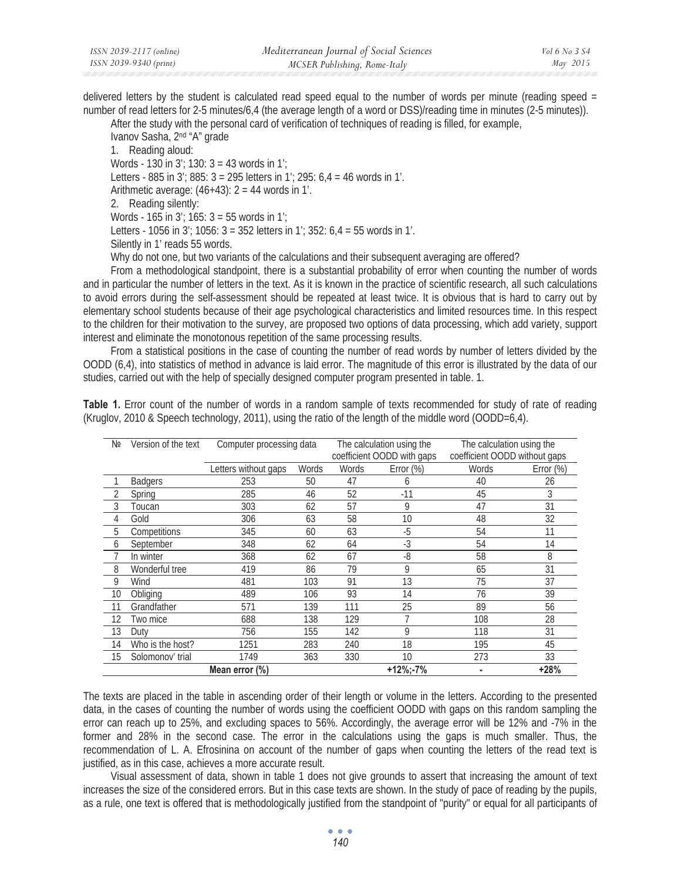delivered letters by the student is calculated read speed equal to the number of words per minute (reading speed = number of read letters for 2-5 minutes/6,4 (the average length of a word or DSS)/reading time in minutes (2-5 minutes)).

After the study with the personal card of verification of techniques of reading is filled, for example,

Ivanov Sasha, 2nd "A" grade

1. Reading aloud:

Words - 130 in 3'; 130: 3 = 43 words in 1';

Letters - 885 in 3'; 885: 3 = 295 letters in 1'; 295: 6,4 = 46 words in 1'.

Arithmetic average: (46+43): 2 = 44 words in 1'.

2. Reading silently:

Words - 165 in 3'; 165: 3 = 55 words in 1';

Letters - 1056 in 3'; 1056: 3 = 352 letters in 1'; 352: 6,4 = 55 words in 1'.

Silently in 1' reads 55 words.

Why do not one, but two variants of the calculations and their subsequent averaging are offered?

From a methodological standpoint, there is a substantial probability of error when counting the number of words and in particular the number of letters in the text. As it is known in the practice of scientific research, all such calculations to avoid errors during the self-assessment should be repeated at least twice. It is obvious that is hard to carry out by elementary school students because of their age psychological characteristics and limited resources time. In this respect to the children for their motivation to the survey, are proposed two options of data processing, which add variety, support interest and eliminate the monotonous repetition of the same processing results.

From a statistical positions in the case of counting the number of read words by number of letters divided by the OODD (6,4), into statistics of method in advance is laid error. The magnitude of this error is illustrated by the data of our studies, carried out with the help of specially designed computer program presented in table. 1.

**Table 1.** Error count of the number of words in a random sample of texts recommended for study of rate of reading (Kruglov, 2010 & Speech technology, 2011), using the ratio of the length of the middle word (OODD=6,4).

| № | Version of the text | Computer processing data | | The calculation using the coefficient OODD with gaps | | The calculation using the coefficient OODD without gaps | |
|---|---|---|---|---|---|---|---|
| | | Letters without gaps | Words | Words | Error (%) | Words | Error (%) |
| 1 | Badgers | 253 | 50 | 47 | 6 | 40 | 26 |
| 2 | Spring | 285 | 46 | 52 | -11 | 45 | 3 |
| 3 | Toucan | 303 | 62 | 57 | 9 | 47 | 31 |
| 4 | Gold | 306 | 63 | 58 | 10 | 48 | 32 |
| 5 | Competitions | 345 | 60 | 63 | -5 | 54 | 11 |
| 6 | September | 348 | 62 | 64 | -3 | 54 | 14 |
| 7 | In winter | 368 | 62 | 67 | -8 | 58 | 8 |
| 8 | Wonderful tree | 419 | 86 | 79 | 9 | 65 | 31 |
| 9 | Wind | 481 | 103 | 91 | 13 | 75 | 37 |
| 10 | Obliging | 489 | 106 | 93 | 14 | 76 | 39 |
| 11 | Grandfather | 571 | 139 | 111 | 25 | 89 | 56 |
| 12 | Two mice | 688 | 138 | 129 | 7 | 108 | 28 |
| 13 | Duty | 756 | 155 | 142 | 9 | 118 | 31 |
| 14 | Who is the host? | 1251 | 283 | 240 | 18 | 195 | 45 |
| 15 | Solomonov' trial | 1749 | 363 | 330 | 10 | 273 | 33 |
| | | **Mean error (%)** | | | **+12%;-7%** | **-** | **+28%** |

The texts are placed in the table in ascending order of their length or volume in the letters. According to the presented data, in the cases of counting the number of words using the coefficient OODD with gaps on this random sampling the error can reach up to 25%, and excluding spaces to 56%. Accordingly, the average error will be 12% and -7% in the former and 28% in the second case. The error in the calculations using the gaps is much smaller. Thus, the recommendation of L. A. Efrosinina on account of the number of gaps when counting the letters of the read text is justified, as in this case, achieves a more accurate result.

Visual assessment of data, shown in table 1 does not give grounds to assert that increasing the amount of text increases the size of the considered errors. But in this case texts are shown. In the study of pace of reading by the pupils, as a rule, one text is offered that is methodologically justified from the standpoint of "purity" or equal for all participants of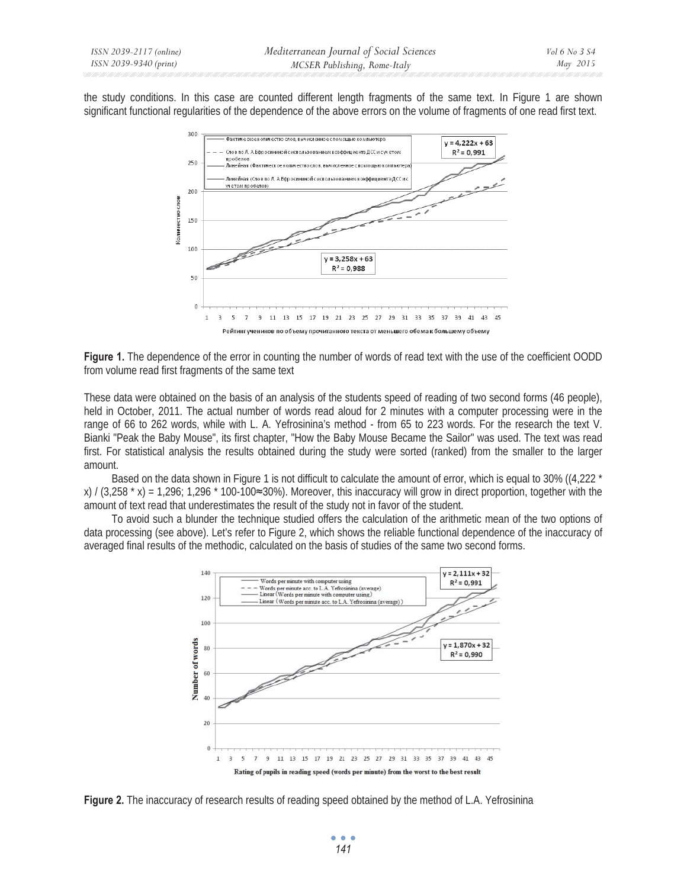the study conditions. In this case are counted different length fragments of the same text. In Figure 1 are shown significant functional regularities of the dependence of the above errors on the volume of fragments of one read first text.

**Figure 1.** The dependence of the error in counting the number of words of read text with the use of the coefficient OODD from volume read first fragments of the same text

These data were obtained on the basis of an analysis of the students speed of reading of two second forms (46 people), held in October, 2011. The actual number of words read aloud for 2 minutes with a computer processing were in the range of 66 to 262 words, while with L. A. Yefrosinina's method - from 65 to 223 words. For the research the text V. Bianki "Peak the Baby Mouse", its first chapter, "How the Baby Mouse Became the Sailor" was used. The text was read first. For statistical analysis the results obtained during the study were sorted (ranked) from the smaller to the larger amount.

Based on the data shown in Figure 1 is not difficult to calculate the amount of error, which is equal to 30% ((4,222 * x) / (3,258 * x) = 1,296; 1,296 * 100-100≈30%). Moreover, this inaccuracy will grow in direct proportion, together with the amount of text read that underestimates the result of the study not in favor of the student.

To avoid such a blunder the technique studied offers the calculation of the arithmetic mean of the two options of data processing (see above). Let's refer to Figure 2, which shows the reliable functional dependence of the inaccuracy of averaged final results of the methodic, calculated on the basis of studies of the same two second forms.

**Figure 2.** The inaccuracy of research results of reading speed obtained by the method of L.A. Yefrosinina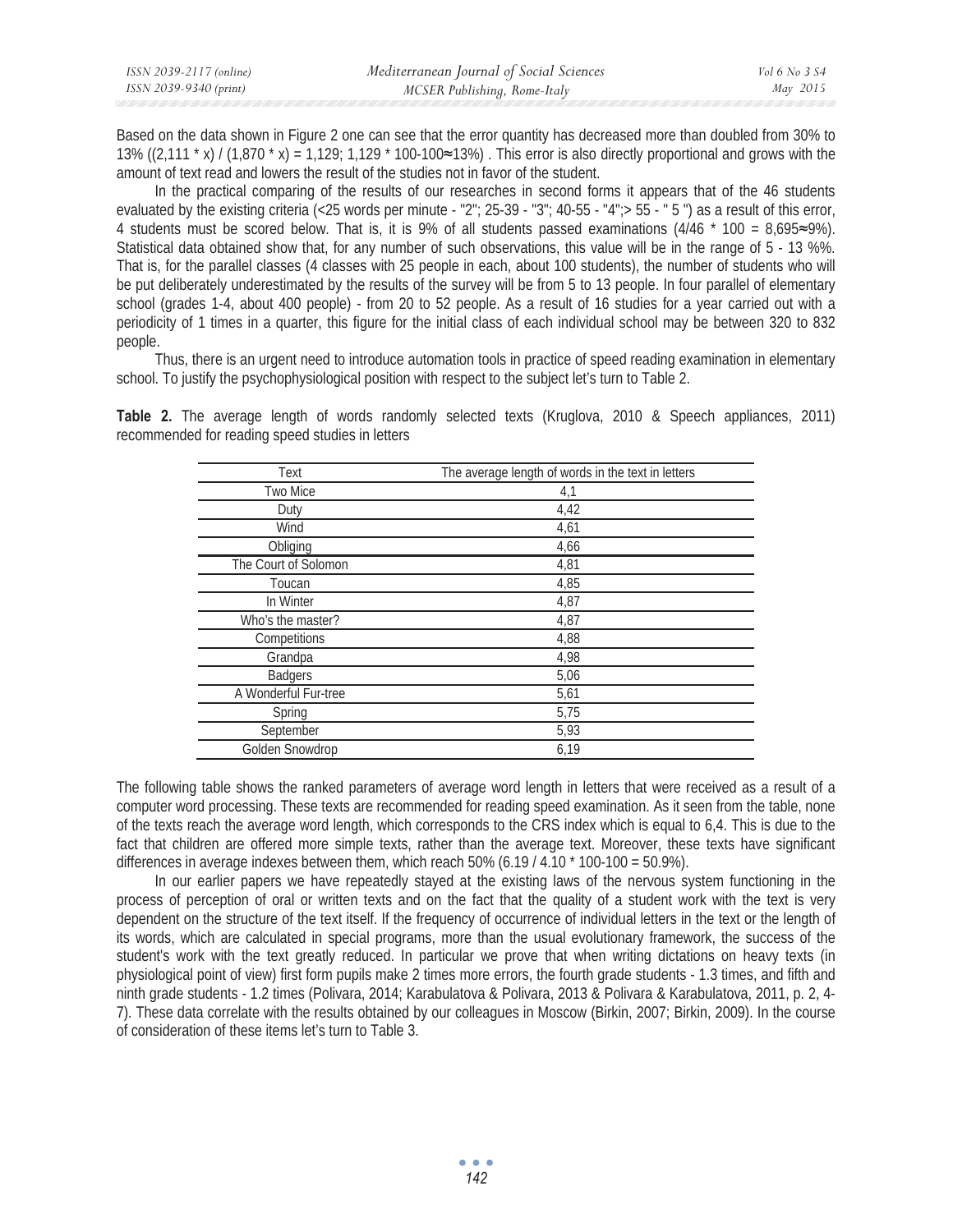Based on the data shown in Figure 2 one can see that the error quantity has decreased more than doubled from 30% to 13% ((2,111 * x) / (1,870 * x) = 1,129; 1,129 * 100-100≈13%) . This error is also directly proportional and grows with the amount of text read and lowers the result of the studies not in favor of the student.

In the practical comparing of the results of our researches in second forms it appears that of the 46 students evaluated by the existing criteria (<25 words per minute - "2"; 25-39 - "3"; 40-55 - "4";> 55 - " 5 ") as a result of this error, 4 students must be scored below. That is, it is 9% of all students passed examinations (4/46 * 100 = 8,695≈9%). Statistical data obtained show that, for any number of such observations, this value will be in the range of 5 - 13 %%. That is, for the parallel classes (4 classes with 25 people in each, about 100 students), the number of students who will be put deliberately underestimated by the results of the survey will be from 5 to 13 people. In four parallel of elementary school (grades 1-4, about 400 people) - from 20 to 52 people. As a result of 16 studies for a year carried out with a periodicity of 1 times in a quarter, this figure for the initial class of each individual school may be between 320 to 832 people.

Thus, there is an urgent need to introduce automation tools in practice of speed reading examination in elementary school. To justify the psychophysiological position with respect to the subject let's turn to Table 2.

**Table 2.** The average length of words randomly selected texts (Kruglova, 2010 & Speech appliances, 2011) recommended for reading speed studies in letters

| Text | The average length of words in the text in letters |
|---|---|
| Two Mice | 4,1 |
| Duty | 4,42 |
| Wind | 4,61 |
| Obliging | 4,66 |
| The Court of Solomon | 4,81 |
| Toucan | 4,85 |
| In Winter | 4,87 |
| Who's the master? | 4,87 |
| Competitions | 4,88 |
| Grandpa | 4,98 |
| Badgers | 5,06 |
| A Wonderful Fur-tree | 5,61 |
| Spring | 5,75 |
| September | 5,93 |
| Golden Snowdrop | 6,19 |

The following table shows the ranked parameters of average word length in letters that were received as a result of a computer word processing. These texts are recommended for reading speed examination. As it seen from the table, none of the texts reach the average word length, which corresponds to the CRS index which is equal to 6,4. This is due to the fact that children are offered more simple texts, rather than the average text. Moreover, these texts have significant differences in average indexes between them, which reach 50% (6.19 / 4.10 * 100-100 = 50.9%).

In our earlier papers we have repeatedly stayed at the existing laws of the nervous system functioning in the process of perception of oral or written texts and on the fact that the quality of a student work with the text is very dependent on the structure of the text itself. If the frequency of occurrence of individual letters in the text or the length of its words, which are calculated in special programs, more than the usual evolutionary framework, the success of the student's work with the text greatly reduced. In particular we prove that when writing dictations on heavy texts (in physiological point of view) first form pupils make 2 times more errors, the fourth grade students - 1.3 times, and fifth and ninth grade students - 1.2 times (Polivara, 2014; Karabulatova & Polivara, 2013 & Polivara & Karabulatova, 2011, p. 2, 4-7). These data correlate with the results obtained by our colleagues in Moscow (Birkin, 2007; Birkin, 2009). In the course of consideration of these items let's turn to Table 3.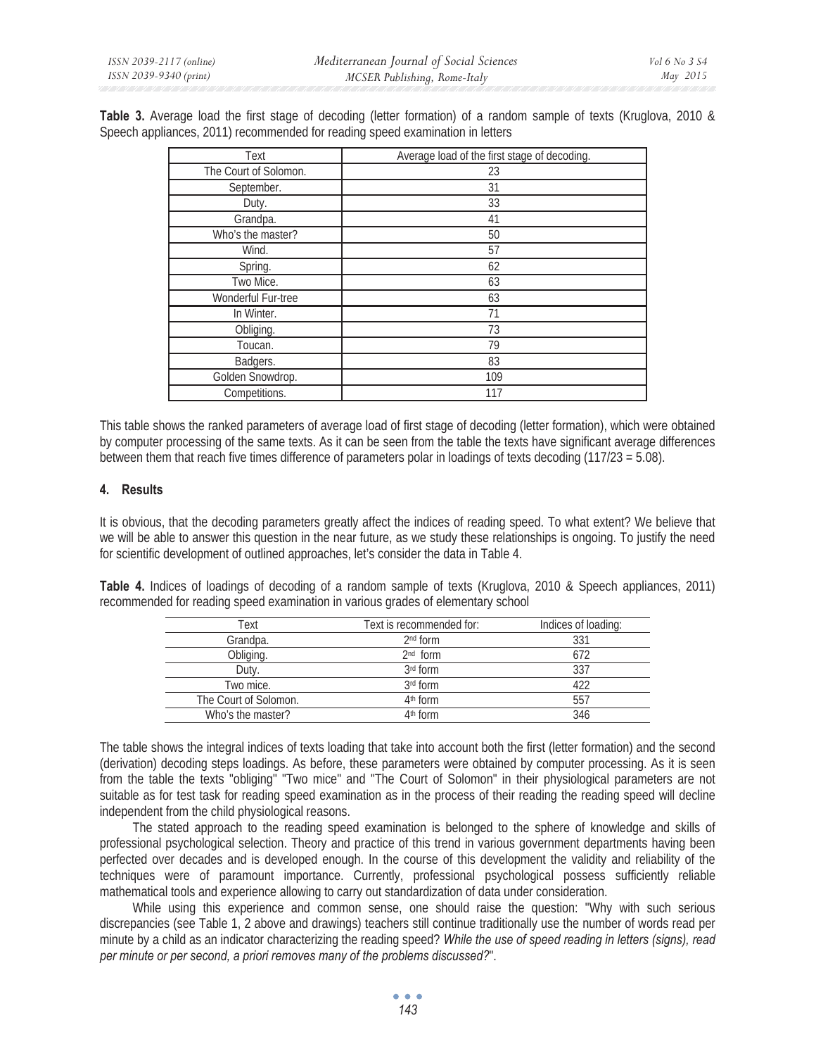**Table 3.** Average load the first stage of decoding (letter formation) of a random sample of texts (Kruglova, 2010 & Speech appliances, 2011) recommended for reading speed examination in letters

| Text | Average load of the first stage of decoding. |
|---|---|
| The Court of Solomon. | 23 |
| September. | 31 |
| Duty. | 33 |
| Grandpa. | 41 |
| Who's the master? | 50 |
| Wind. | 57 |
| Spring. | 62 |
| Two Mice. | 63 |
| Wonderful Fur-tree | 63 |
| In Winter. | 71 |
| Obliging. | 73 |
| Toucan. | 79 |
| Badgers. | 83 |
| Golden Snowdrop. | 109 |
| Competitions. | 117 |

This table shows the ranked parameters of average load of first stage of decoding (letter formation), which were obtained by computer processing of the same texts. As it can be seen from the table the texts have significant average differences between them that reach five times difference of parameters polar in loadings of texts decoding (117/23 = 5.08).

## 4. Results

It is obvious, that the decoding parameters greatly affect the indices of reading speed. To what extent? We believe that we will be able to answer this question in the near future, as we study these relationships is ongoing. To justify the need for scientific development of outlined approaches, let's consider the data in Table 4.

**Table 4.** Indices of loadings of decoding of a random sample of texts (Kruglova, 2010 & Speech appliances, 2011) recommended for reading speed examination in various grades of elementary school

| Text | Text is recommended for: | Indices of loading: |
|---|---|---|
| Grandpa. | 2nd form | 331 |
| Obliging. | 2nd form | 672 |
| Duty. | 3rd form | 337 |
| Two mice. | 3rd form | 422 |
| The Court of Solomon. | 4th form | 557 |
| Who's the master? | 4th form | 346 |

The table shows the integral indices of texts loading that take into account both the first (letter formation) and the second (derivation) decoding steps loadings. As before, these parameters were obtained by computer processing. As it is seen from the table the texts "obliging" "Two mice" and "The Court of Solomon" in their physiological parameters are not suitable as for test task for reading speed examination as in the process of their reading the reading speed will decline independent from the child physiological reasons.

The stated approach to the reading speed examination is belonged to the sphere of knowledge and skills of professional psychological selection. Theory and practice of this trend in various government departments having been perfected over decades and is developed enough. In the course of this development the validity and reliability of the techniques were of paramount importance. Currently, professional psychological possess sufficiently reliable mathematical tools and experience allowing to carry out standardization of data under consideration.

While using this experience and common sense, one should raise the question: "Why with such serious discrepancies (see Table 1, 2 above and drawings) teachers still continue traditionally use the number of words read per minute by a child as an indicator characterizing the reading speed? *While the use of speed reading in letters (signs), read per minute or per second, a priori removes many of the problems discussed?*".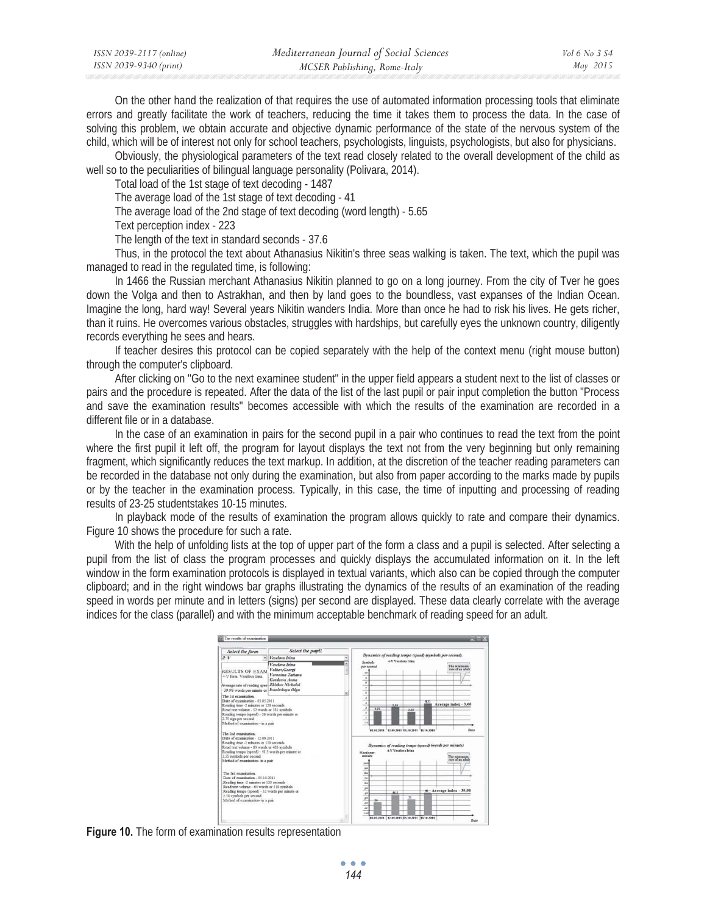On the other hand the realization of that requires the use of automated information processing tools that eliminate errors and greatly facilitate the work of teachers, reducing the time it takes them to process the data. In the case of solving this problem, we obtain accurate and objective dynamic performance of the state of the nervous system of the child, which will be of interest not only for school teachers, psychologists, linguists, psychologists, but also for physicians.

Obviously, the physiological parameters of the text read closely related to the overall development of the child as well so to the peculiarities of bilingual language personality (Polivara, 2014).

Total load of the 1st stage of text decoding - 1487

The average load of the 1st stage of text decoding - 41

The average load of the 2nd stage of text decoding (word length) - 5.65

Text perception index - 223

The length of the text in standard seconds - 37.6

Thus, in the protocol the text about Athanasius Nikitin's three seas walking is taken. The text, which the pupil was managed to read in the regulated time, is following:

In 1466 the Russian merchant Athanasius Nikitin planned to go on a long journey. From the city of Tver he goes down the Volga and then to Astrakhan, and then by land goes to the boundless, vast expanses of the Indian Ocean. Imagine the long, hard way! Several years Nikitin wanders India. More than once he had to risk his lives. He gets richer, than it ruins. He overcomes various obstacles, struggles with hardships, but carefully eyes the unknown country, diligently records everything he sees and hears.

If teacher desires this protocol can be copied separately with the help of the context menu (right mouse button) through the computer's clipboard.

After clicking on "Go to the next examinee student" in the upper field appears a student next to the list of classes or pairs and the procedure is repeated. After the data of the list of the last pupil or pair input completion the button "Process and save the examination results" becomes accessible with which the results of the examination are recorded in a different file or in a database.

In the case of an examination in pairs for the second pupil in a pair who continues to read the text from the point where the first pupil it left off, the program for layout displays the text not from the very beginning but only remaining fragment, which significantly reduces the text markup. In addition, at the discretion of the teacher reading parameters can be recorded in the database not only during the examination, but also from paper according to the marks made by pupils or by the teacher in the examination process. Typically, in this case, the time of inputting and processing of reading results of 23-25 studentstakes 10-15 minutes.

In playback mode of the results of examination the program allows quickly to rate and compare their dynamics. Figure 10 shows the procedure for such a rate.

With the help of unfolding lists at the top of upper part of the form a class and a pupil is selected. After selecting a pupil from the list of class the program processes and quickly displays the accumulated information on it. In the left window in the form examination protocols is displayed in textual variants, which also can be copied through the computer clipboard; and in the right windows bar graphs illustrating the dynamics of the results of an examination of the reading speed in words per minute and in letters (signs) per second are displayed. These data clearly correlate with the average indices for the class (parallel) and with the minimum acceptable benchmark of reading speed for an adult.

**Figure 10.** The form of examination results representation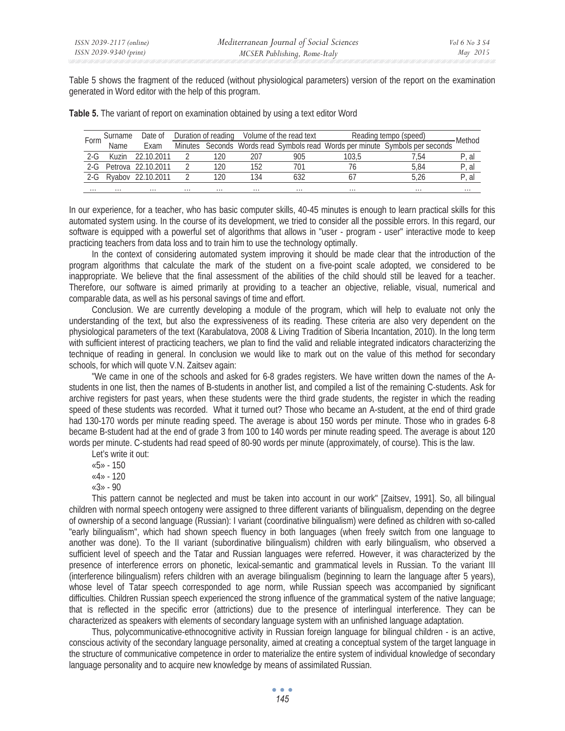Table 5 shows the fragment of the reduced (without physiological parameters) version of the report on the examination generated in Word editor with the help of this program.

**Table 5.** The variant of report on examination obtained by using a text editor Word

| Form | Surname Name | Date of Exam | Duration of reading | | Volume of the read text | | Reading tempo (speed) | | Method |
|---|---|---|---|---|---|---|---|---|---|
| | | | Minutes | Seconds | Words read | Symbols read | Words per minute | Symbols per seconds | |
| 2-G | Kuzin | 22.10.2011 | 2 | 120 | 207 | 905 | 103,5 | 7,54 | P, al |
| 2-G | Petrova | 22.10.2011 | 2 | 120 | 152 | 701 | 76 | 5,84 | P, al |
| 2-G | Ryabov | 22.10.2011 | 2 | 120 | 134 | 632 | 67 | 5,26 | P, al |
| ... | ... | ... | ... | ... | ... | ... | ... | ... | ... |

In our experience, for a teacher, who has basic computer skills, 40-45 minutes is enough to learn practical skills for this automated system using. In the course of its development, we tried to consider all the possible errors. In this regard, our software is equipped with a powerful set of algorithms that allows in "user - program - user" interactive mode to keep practicing teachers from data loss and to train him to use the technology optimally.

In the context of considering automated system improving it should be made clear that the introduction of the program algorithms that calculate the mark of the student on a five-point scale adopted, we considered to be inappropriate. We believe that the final assessment of the abilities of the child should still be leaved for a teacher. Therefore, our software is aimed primarily at providing to a teacher an objective, reliable, visual, numerical and comparable data, as well as his personal savings of time and effort.

Conclusion. We are currently developing a module of the program, which will help to evaluate not only the understanding of the text, but also the expressiveness of its reading. These criteria are also very dependent on the physiological parameters of the text (Karabulatova, 2008 & Living Tradition of Siberia Incantation, 2010). In the long term with sufficient interest of practicing teachers, we plan to find the valid and reliable integrated indicators characterizing the technique of reading in general. In conclusion we would like to mark out on the value of this method for secondary schools, for which will quote V.N. Zaitsev again:

"We came in one of the schools and asked for 6-8 grades registers. We have written down the names of the A-students in one list, then the names of B-students in another list, and compiled a list of the remaining C-students. Ask for archive registers for past years, when these students were the third grade students, the register in which the reading speed of these students was recorded. What it turned out? Those who became an A-student, at the end of third grade had 130-170 words per minute reading speed. The average is about 150 words per minute. Those who in grades 6-8 became B-student had at the end of grade 3 from 100 to 140 words per minute reading speed. The average is about 120 words per minute. C-students had read speed of 80-90 words per minute (approximately, of course). This is the law.

Let's write it out:

«5» - 150

«4» - 120

«3» - 90

This pattern cannot be neglected and must be taken into account in our work" [Zaitsev, 1991]. So, all bilingual children with normal speech ontogeny were assigned to three different variants of bilingualism, depending on the degree of ownership of a second language (Russian): I variant (coordinative bilingualism) were defined as children with so-called "early bilingualism", which had shown speech fluency in both languages (when freely switch from one language to another was done). To the II variant (subordinative bilingualism) children with early bilingualism, who observed a sufficient level of speech and the Tatar and Russian languages were referred. However, it was characterized by the presence of interference errors on phonetic, lexical-semantic and grammatical levels in Russian. To the variant III (interference bilingualism) refers children with an average bilingualism (beginning to learn the language after 5 years), whose level of Tatar speech corresponded to age norm, while Russian speech was accompanied by significant difficulties. Children Russian speech experienced the strong influence of the grammatical system of the native language; that is reflected in the specific error (attrictions) due to the presence of interlingual interference. They can be characterized as speakers with elements of secondary language system with an unfinished language adaptation.

Thus, polycommunicative-ethnocognitive activity in Russian foreign language for bilingual children - is an active, conscious activity of the secondary language personality, aimed at creating a conceptual system of the target language in the structure of communicative competence in order to materialize the entire system of individual knowledge of secondary language personality and to acquire new knowledge by means of assimilated Russian.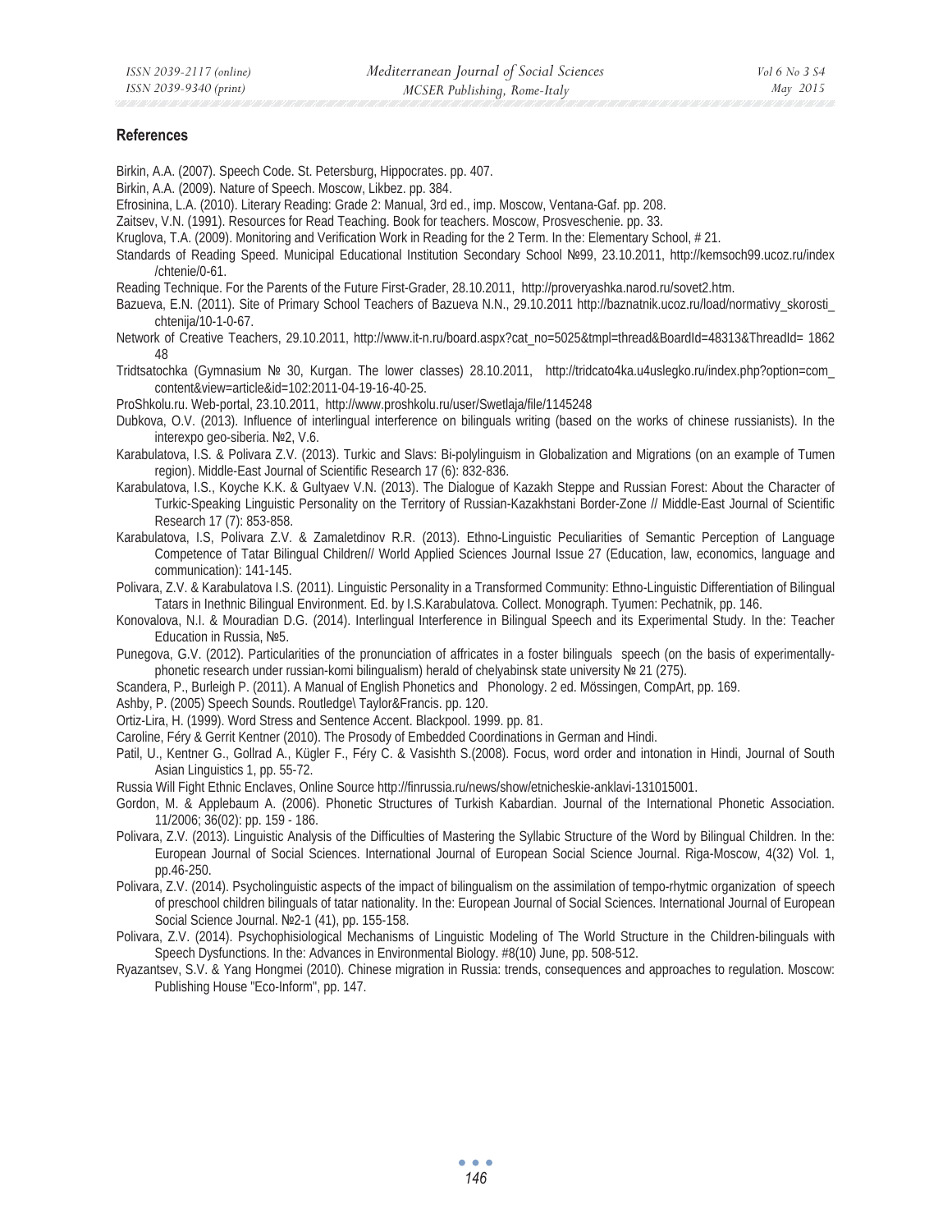## References

Birkin, A.A. (2007). Speech Code. St. Petersburg, Hippocrates. pp. 407.

Birkin, A.A. (2009). Nature of Speech. Moscow, Likbez. pp. 384.

Efrosinina, L.A. (2010). Literary Reading: Grade 2: Manual, 3rd ed., imp. Moscow, Ventana-Gaf. pp. 208.

Zaitsev, V.N. (1991). Resources for Read Teaching. Book for teachers. Moscow, Prosveschenie. pp. 33.

Kruglova, T.A. (2009). Monitoring and Verification Work in Reading for the 2 Term. In the: Elementary School, # 21.

Standards of Reading Speed. Municipal Educational Institution Secondary School №99, 23.10.2011, http://kemsoch99.ucoz.ru/index/chtenie/0-61.

Reading Technique. For the Parents of the Future First-Grader, 28.10.2011, http://proveryashka.narod.ru/sovet2.htm.

Bazueva, E.N. (2011). Site of Primary School Teachers of Bazueva N.N., 29.10.2011 http://baznatnik.ucoz.ru/load/normativy_skorosti_chtenija/10-1-0-67.

Network of Creative Teachers, 29.10.2011, http://www.it-n.ru/board.aspx?cat_no=5025&tmpl=thread&BoardId=48313&ThreadId= 186248

Tridtsatochka (Gymnasium № 30, Kurgan. The lower classes) 28.10.2011, http://tridcato4ka.u4uslegko.ru/index.php?option=com_content&view=article&id=102:2011-04-19-16-40-25.

ProShkolu.ru. Web-portal, 23.10.2011, http://www.proshkolu.ru/user/Swetlaja/file/1145248

Dubkova, O.V. (2013). Influence of interlingual interference on bilinguals writing (based on the works of chinese russianists). In the interexpo geo-siberia. №2, V.6.

Karabulatova, I.S. & Polivara Z.V. (2013). Turkic and Slavs: Bi-polylinguism in Globalization and Migrations (on an example of Tumen region). Middle-East Journal of Scientific Research 17 (6): 832-836.

Karabulatova, I.S., Koyche K.K. & Gultyaev V.N. (2013). The Dialogue of Kazakh Steppe and Russian Forest: About the Character of Turkic-Speaking Linguistic Personality on the Territory of Russian-Kazakhstani Border-Zone // Middle-East Journal of Scientific Research 17 (7): 853-858.

Karabulatova, I.S, Polivara Z.V. & Zamaletdinov R.R. (2013). Ethno-Linguistic Peculiarities of Semantic Perception of Language Competence of Tatar Bilingual Children// World Applied Sciences Journal Issue 27 (Education, law, economics, language and communication): 141-145.

Polivara, Z.V. & Karabulatova I.S. (2011). Linguistic Personality in a Transformed Community: Ethno-Linguistic Differentiation of Bilingual Tatars in Inethnic Bilingual Environment. Ed. by I.S.Karabulatova. Collect. Monograph. Tyumen: Pechatnik, pp. 146.

Konovalova, N.I. & Mouradian D.G. (2014). Interlingual Interference in Bilingual Speech and its Experimental Study. In the: Teacher Education in Russia, №5.

Punegova, G.V. (2012). Particularities of the pronunciation of affricates in a foster bilinguals speech (on the basis of experimentally-phonetic research under russian-komi bilingualism) herald of chelyabinsk state university № 21 (275).

Scandera, P., Burleigh P. (2011). A Manual of English Phonetics and Phonology. 2 ed. Mössingen, CompArt, pp. 169.

Ashby, P. (2005) Speech Sounds. Routledge\ Taylor&Francis. pp. 120.

Ortiz-Lira, H. (1999). Word Stress and Sentence Accent. Blackpool. 1999. pp. 81.

Caroline, Féry & Gerrit Kentner (2010). The Prosody of Embedded Coordinations in German and Hindi.

Patil, U., Kentner G., Gollrad A., Kügler F., Féry C. & Vasishth S.(2008). Focus, word order and intonation in Hindi, Journal of South Asian Linguistics 1, pp. 55-72.

Russia Will Fight Ethnic Enclaves, Online Source http://finrussia.ru/news/show/etnicheskie-anklavi-131015001.

Gordon, M. & Applebaum A. (2006). Phonetic Structures of Turkish Kabardian. Journal of the International Phonetic Association. 11/2006; 36(02): pp. 159 - 186.

Polivara, Z.V. (2013). Linguistic Analysis of the Difficulties of Mastering the Syllabic Structure of the Word by Bilingual Children. In the: European Journal of Social Sciences. International Journal of European Social Science Journal. Riga-Moscow, 4(32) Vol. 1, pp.46-250.

Polivara, Z.V. (2014). Psycholinguistic aspects of the impact of bilingualism on the assimilation of tempo-rhytmic organization of speech of preschool children bilinguals of tatar nationality. In the: European Journal of Social Sciences. International Journal of European Social Science Journal. №2-1 (41), pp. 155-158.

Polivara, Z.V. (2014). Psychophisiological Mechanisms of Linguistic Modeling of The World Structure in the Children-bilinguals with Speech Dysfunctions. In the: Advances in Environmental Biology. #8(10) June, pp. 508-512.

Ryazantsev, S.V. & Yang Hongmei (2010). Chinese migration in Russia: trends, consequences and approaches to regulation. Moscow: Publishing House "Eco-Inform", pp. 147.